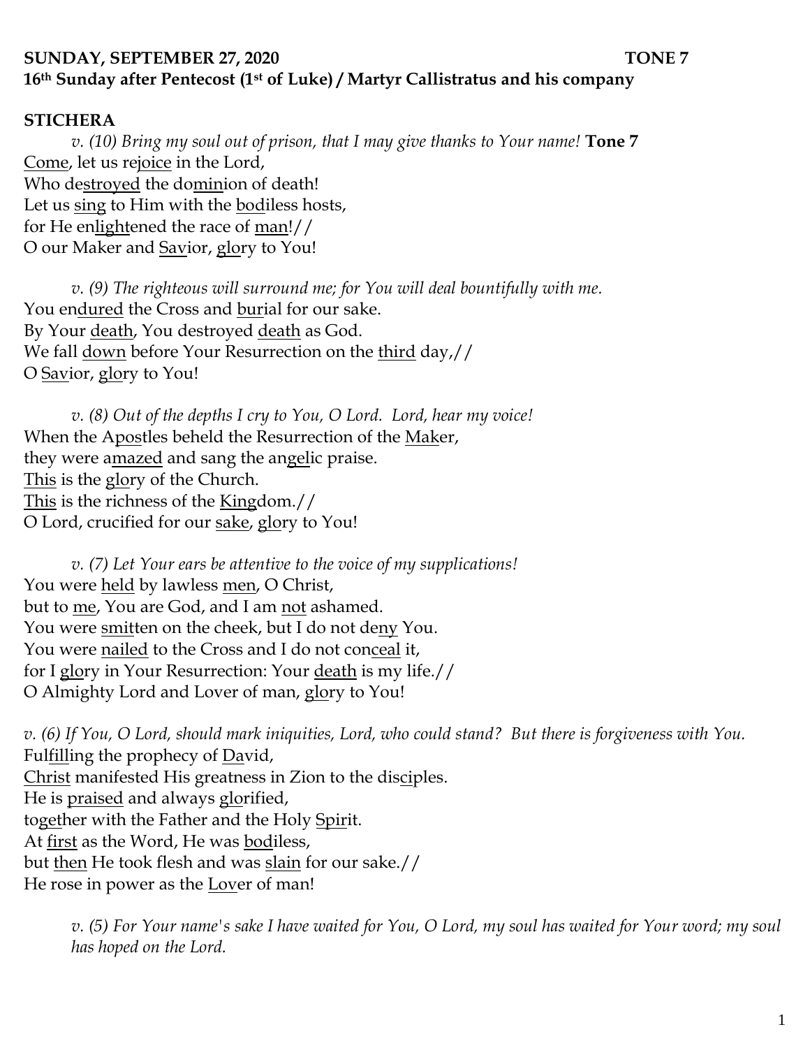**SUNDAY, SEPTEMBER 27, 2020 TONE 7**
**16th Sunday after Pentecost (1st of Luke) / Martyr Callistratus and his company**

**STICHERA**

*v. (10) Bring my soul out of prison, that I may give thanks to Your name!* **Tone 7**
Come, let us rejoice in the Lord,
Who destroyed the dominion of death!
Let us sing to Him with the bodiless hosts,
for He enlightened the race of man!//
O our Maker and Savior, glory to You!

*v. (9) The righteous will surround me; for You will deal bountifully with me.*
You endured the Cross and burial for our sake.
By Your death, You destroyed death as God.
We fall down before Your Resurrection on the third day,//
O Savior, glory to You!

*v. (8) Out of the depths I cry to You, O Lord. Lord, hear my voice!*
When the Apostles beheld the Resurrection of the Maker,
they were amazed and sang the angelic praise.
This is the glory of the Church.
This is the richness of the Kingdom.//
O Lord, crucified for our sake, glory to You!

*v. (7) Let Your ears be attentive to the voice of my supplications!*
You were held by lawless men, O Christ,
but to me, You are God, and I am not ashamed.
You were smitten on the cheek, but I do not deny You.
You were nailed to the Cross and I do not conceal it,
for I glory in Your Resurrection: Your death is my life.//
O Almighty Lord and Lover of man, glory to You!

*v. (6) If You, O Lord, should mark iniquities, Lord, who could stand? But there is forgiveness with You.*
Fulfilling the prophecy of David,
Christ manifested His greatness in Zion to the disciples.
He is praised and always glorified,
together with the Father and the Holy Spirit.
At first as the Word, He was bodiless,
but then He took flesh and was slain for our sake.//
He rose in power as the Lover of man!

*v. (5) For Your name's sake I have waited for You, O Lord, my soul has waited for Your word; my soul has hoped on the Lord.*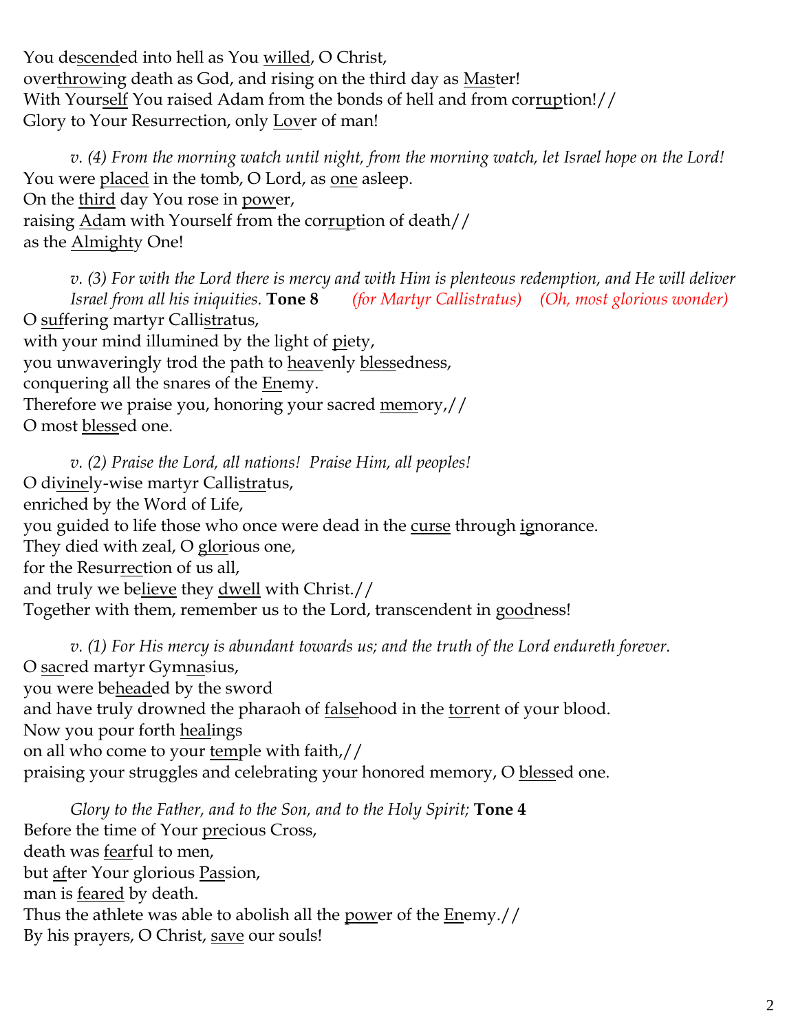You descended into hell as You willed, O Christ,
overthrowing death as God, and rising on the third day as Master!
With Yourself You raised Adam from the bonds of hell and from corruption!//
Glory to Your Resurrection, only Lover of man!

*v. (4) From the morning watch until night, from the morning watch, let Israel hope on the Lord!*
You were placed in the tomb, O Lord, as one asleep.
On the third day You rose in power,
raising Adam with Yourself from the corruption of death//
as the Almighty One!

*v. (3) For with the Lord there is mercy and with Him is plenteous redemption, and He will deliver Israel from all his iniquities.* **Tone 8** *(for Martyr Callistratus) (Oh, most glorious wonder)*
O suffering martyr Callistratus,
with your mind illumined by the light of piety,
you unwaveringly trod the path to heavenly blessedness,
conquering all the snares of the Enemy.
Therefore we praise you, honoring your sacred memory,//
O most blessed one.

*v. (2) Praise the Lord, all nations! Praise Him, all peoples!*
O divinely-wise martyr Callistratus,
enriched by the Word of Life,
you guided to life those who once were dead in the curse through ignorance.
They died with zeal, O glorious one,
for the Resurrection of us all,
and truly we believe they dwell with Christ.//
Together with them, remember us to the Lord, transcendent in goodness!

*v. (1) For His mercy is abundant towards us; and the truth of the Lord endureth forever.*
O sacred martyr Gymnasius,
you were beheaded by the sword
and have truly drowned the pharaoh of falsehood in the torrent of your blood.
Now you pour forth healings
on all who come to your temple with faith,//
praising your struggles and celebrating your honored memory, O blessed one.

*Glory to the Father, and to the Son, and to the Holy Spirit;* **Tone 4**
Before the time of Your precious Cross,
death was fearful to men,
but after Your glorious Passion,
man is feared by death.
Thus the athlete was able to abolish all the power of the Enemy.//
By his prayers, O Christ, save our souls!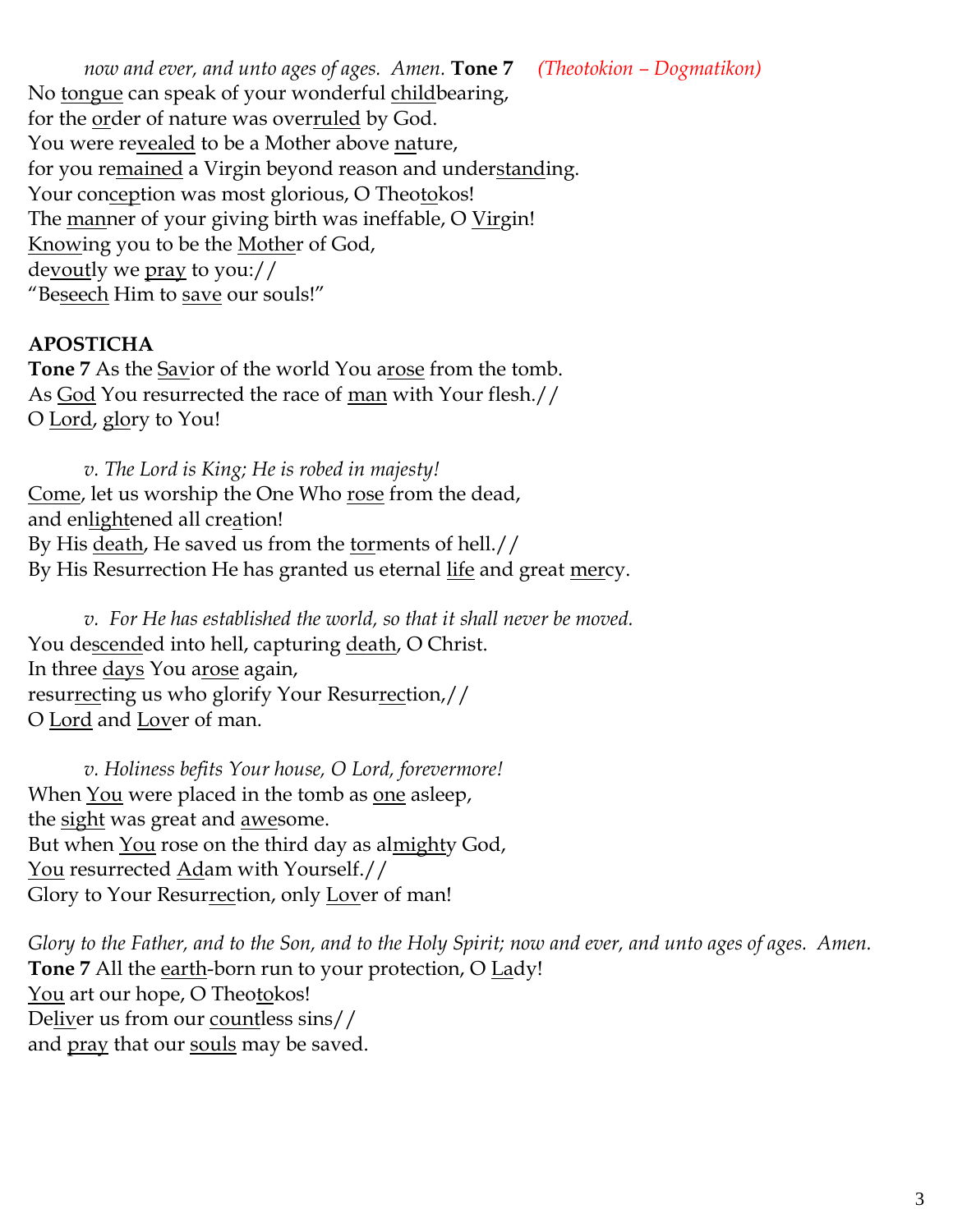*now and ever, and unto ages of ages. Amen.* **Tone 7** *(Theotokion – Dogmatikon)*
No <u>tongue</u> can speak of your wonderful <u>child</u>bearing,
for the <u>or</u>der of nature was over<u>ruled</u> by God.
You were re<u>vealed</u> to be a Mother above <u>na</u>ture,
for you re<u>mained</u> a Virgin beyond reason and under<u>stand</u>ing.
Your con<u>cep</u>tion was most glorious, O Theo<u>to</u>kos!
The <u>man</u>ner of your giving birth was ineffable, O <u>Vir</u>gin!
<u>Know</u>ing you to be the <u>Mothe</u>r of God,
de<u>vout</u>ly we <u>pray</u> to you://
"Be<u>seech</u> Him to <u>save</u> our souls!"

**APOSTICHA**

**Tone 7** As the <u>Sav</u>ior of the world You a<u>rose</u> from the tomb.
As <u>God</u> You resurrected the race of <u>man</u> with Your flesh.//
O <u>Lord</u>, <u>glo</u>ry to You!

*v. The Lord is King; He is robed in majesty!*
<u>Come</u>, let us worship the One Who <u>rose</u> from the dead,
and en<u>light</u>ened all cre<u>a</u>tion!
By His <u>death</u>, He saved us from the <u>tor</u>ments of hell.//
By His Resurrection He has granted us eternal <u>life</u> and great <u>mer</u>cy.

*v. For He has established the world, so that it shall never be moved.*
You de<u>scend</u>ed into hell, capturing <u>death</u>, O Christ.
In three <u>days</u> You a<u>rose</u> again,
resur<u>rec</u>ting us who glorify Your Resur<u>rec</u>tion,//
O <u>Lord</u> and <u>Lov</u>er of man.

*v. Holiness befits Your house, O Lord, forevermore!*
When <u>You</u> were placed in the tomb as <u>one</u> asleep,
the <u>sight</u> was great and <u>awe</u>some.
But when <u>You</u> rose on the third day as al<u>might</u>y God,
<u>You</u> resurrected <u>Ad</u>am with Yourself.//
Glory to Your Resur<u>rec</u>tion, only <u>Lov</u>er of man!

*Glory to the Father, and to the Son, and to the Holy Spirit; now and ever, and unto ages of ages. Amen.*
**Tone 7** All the <u>earth</u>-born run to your protection, O <u>La</u>dy!
<u>You</u> art our hope, O Theo<u>to</u>kos!
De<u>liv</u>er us from our <u>count</u>less sins//
and <u>pray</u> that our <u>souls</u> may be saved.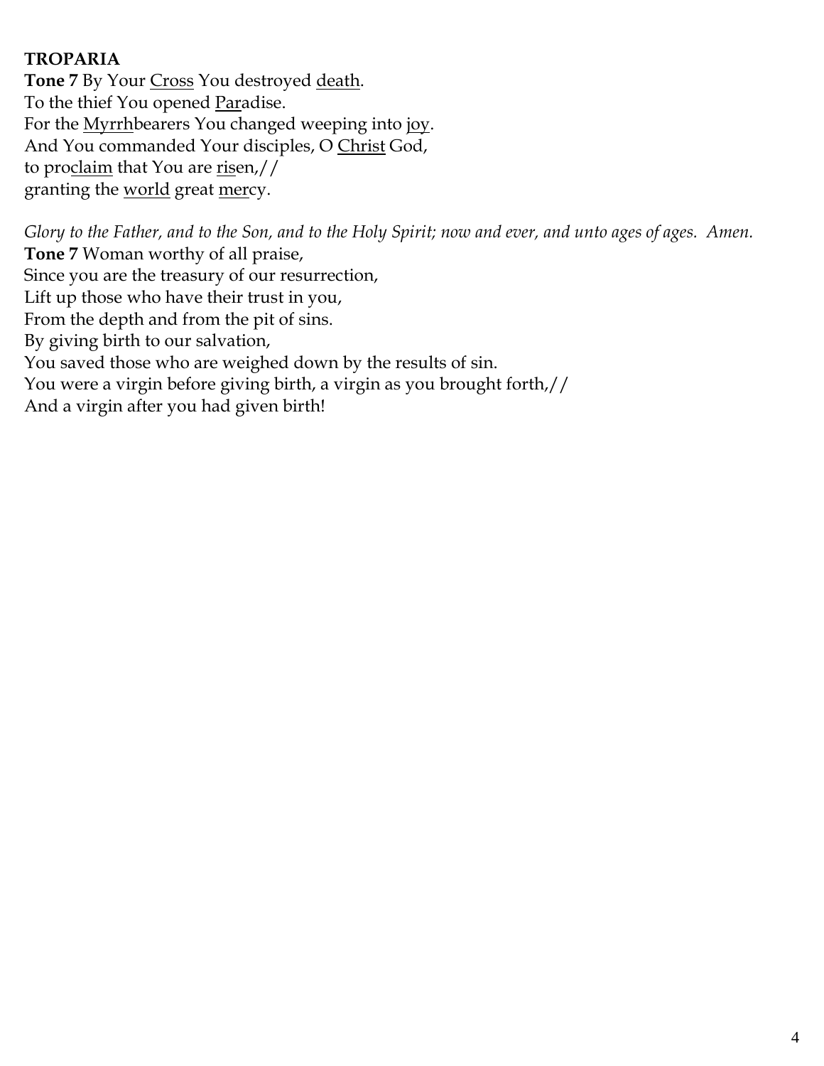**TROPARIA**

**Tone 7** By Your Cross You destroyed death.
To the thief You opened Paradise.
For the Myrrhbearers You changed weeping into joy.
And You commanded Your disciples, O Christ God,
to proclaim that You are risen,//
granting the world great mercy.

*Glory to the Father, and to the Son, and to the Holy Spirit; now and ever, and unto ages of ages. Amen.*
**Tone 7** Woman worthy of all praise,
Since you are the treasury of our resurrection,
Lift up those who have their trust in you,
From the depth and from the pit of sins.
By giving birth to our salvation,
You saved those who are weighed down by the results of sin.
You were a virgin before giving birth, a virgin as you brought forth,//
And a virgin after you had given birth!